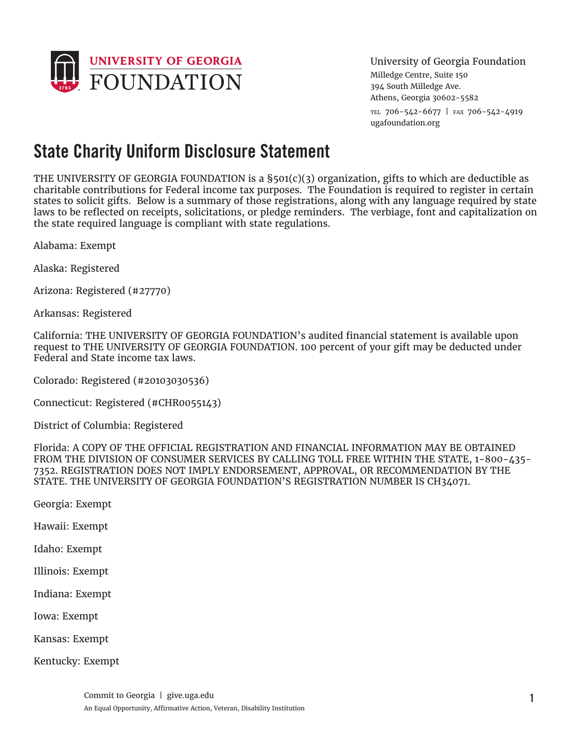UNIVERSITY OF GEORGIA FOUNDATION

University of Georgia Foundation
Milledge Centre, Suite 150
394 South Milledge Ave.
Athens, Georgia 30602-5582
TEL 706-542-6677 | FAX 706-542-4919
ugafoundation.org

# State Charity Uniform Disclosure Statement

THE UNIVERSITY OF GEORGIA FOUNDATION is a §501(c)(3) organization, gifts to which are deductible as charitable contributions for Federal income tax purposes. The Foundation is required to register in certain states to solicit gifts. Below is a summary of those registrations, along with any language required by state laws to be reflected on receipts, solicitations, or pledge reminders. The verbiage, font and capitalization on the state required language is compliant with state regulations.

Alabama: Exempt

Alaska: Registered

Arizona: Registered (#27770)

Arkansas: Registered

California: THE UNIVERSITY OF GEORGIA FOUNDATION's audited financial statement is available upon request to THE UNIVERSITY OF GEORGIA FOUNDATION. 100 percent of your gift may be deducted under Federal and State income tax laws.

Colorado: Registered (#20103030536)

Connecticut: Registered (#CHR0055143)

District of Columbia: Registered

Florida: A COPY OF THE OFFICIAL REGISTRATION AND FINANCIAL INFORMATION MAY BE OBTAINED FROM THE DIVISION OF CONSUMER SERVICES BY CALLING TOLL FREE WITHIN THE STATE, 1-800-435-7352. REGISTRATION DOES NOT IMPLY ENDORSEMENT, APPROVAL, OR RECOMMENDATION BY THE STATE. THE UNIVERSITY OF GEORGIA FOUNDATION'S REGISTRATION NUMBER IS CH34071.

Georgia: Exempt

Hawaii: Exempt

Idaho: Exempt

Illinois: Exempt

Indiana: Exempt

Iowa: Exempt

Kansas: Exempt

Kentucky: Exempt

Commit to Georgia | give.uga.edu
An Equal Opportunity, Affirmative Action, Veteran, Disability Institution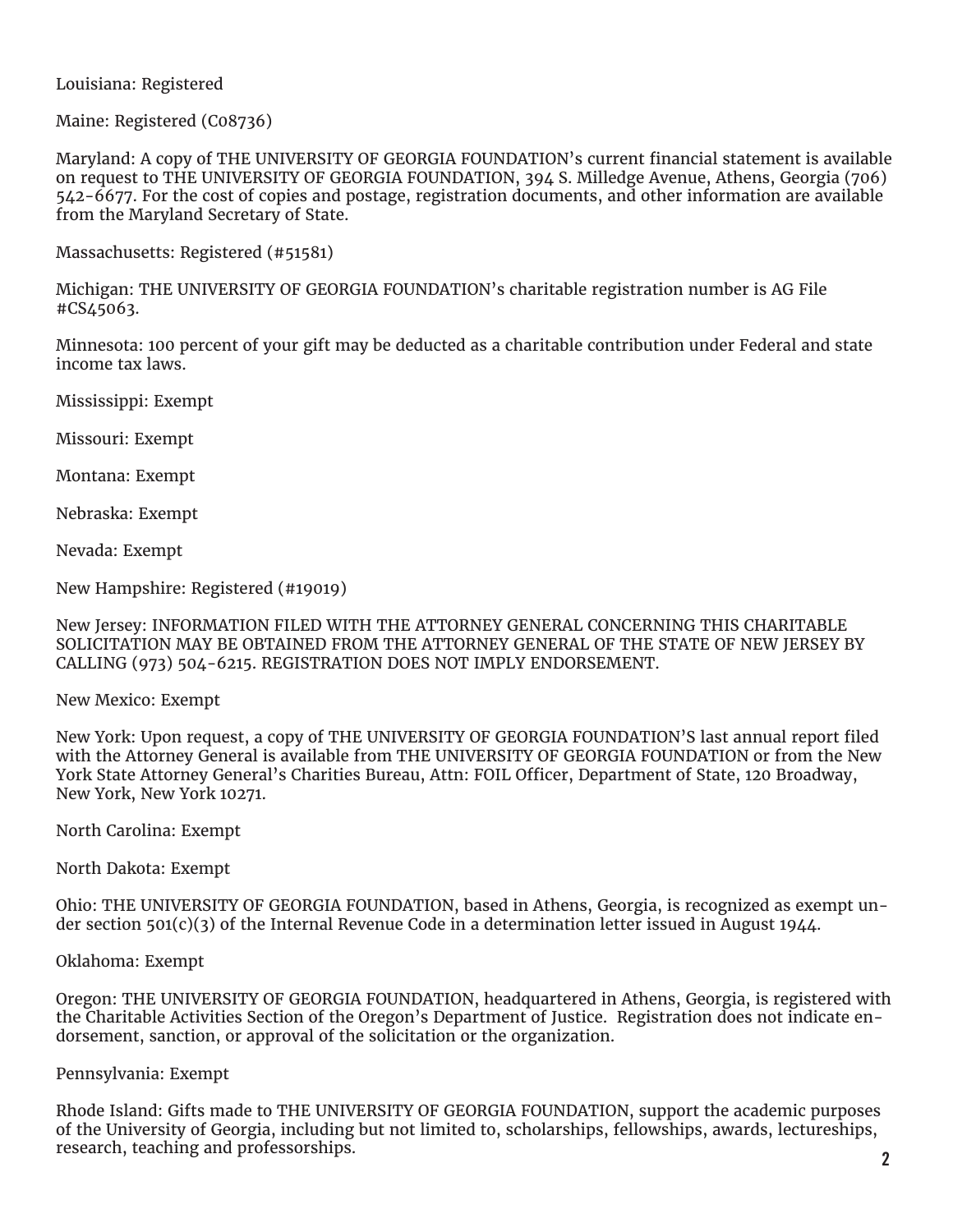Louisiana: Registered

Maine: Registered (C08736)

Maryland: A copy of THE UNIVERSITY OF GEORGIA FOUNDATION's current financial statement is available on request to THE UNIVERSITY OF GEORGIA FOUNDATION, 394 S. Milledge Avenue, Athens, Georgia (706) 542-6677. For the cost of copies and postage, registration documents, and other information are available from the Maryland Secretary of State.

Massachusetts: Registered (#51581)

Michigan: THE UNIVERSITY OF GEORGIA FOUNDATION's charitable registration number is AG File #CS45063.

Minnesota: 100 percent of your gift may be deducted as a charitable contribution under Federal and state income tax laws.

Mississippi: Exempt

Missouri: Exempt

Montana: Exempt

Nebraska: Exempt

Nevada: Exempt

New Hampshire: Registered (#19019)

New Jersey: INFORMATION FILED WITH THE ATTORNEY GENERAL CONCERNING THIS CHARITABLE SOLICITATION MAY BE OBTAINED FROM THE ATTORNEY GENERAL OF THE STATE OF NEW JERSEY BY CALLING (973) 504-6215. REGISTRATION DOES NOT IMPLY ENDORSEMENT.

New Mexico: Exempt

New York: Upon request, a copy of THE UNIVERSITY OF GEORGIA FOUNDATION'S last annual report filed with the Attorney General is available from THE UNIVERSITY OF GEORGIA FOUNDATION or from the New York State Attorney General's Charities Bureau, Attn: FOIL Officer, Department of State, 120 Broadway, New York, New York 10271.

North Carolina: Exempt

North Dakota: Exempt

Ohio: THE UNIVERSITY OF GEORGIA FOUNDATION, based in Athens, Georgia, is recognized as exempt under section 501(c)(3) of the Internal Revenue Code in a determination letter issued in August 1944.

Oklahoma: Exempt

Oregon: THE UNIVERSITY OF GEORGIA FOUNDATION, headquartered in Athens, Georgia, is registered with the Charitable Activities Section of the Oregon's Department of Justice. Registration does not indicate endorsement, sanction, or approval of the solicitation or the organization.

Pennsylvania: Exempt

Rhode Island: Gifts made to THE UNIVERSITY OF GEORGIA FOUNDATION, support the academic purposes of the University of Georgia, including but not limited to, scholarships, fellowships, awards, lectureships, research, teaching and professorships.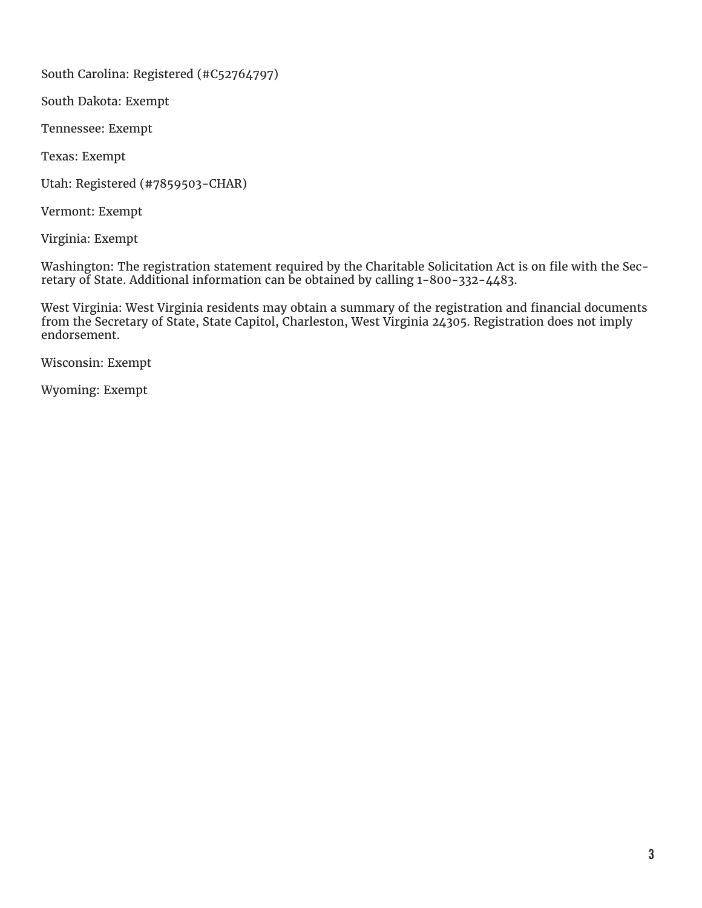South Carolina: Registered (#C52764797)

South Dakota: Exempt

Tennessee: Exempt

Texas: Exempt

Utah: Registered (#7859503-CHAR)

Vermont: Exempt

Virginia: Exempt

Washington: The registration statement required by the Charitable Solicitation Act is on file with the Secretary of State. Additional information can be obtained by calling 1-800-332-4483.

West Virginia: West Virginia residents may obtain a summary of the registration and financial documents from the Secretary of State, State Capitol, Charleston, West Virginia 24305. Registration does not imply endorsement.

Wisconsin: Exempt

Wyoming: Exempt